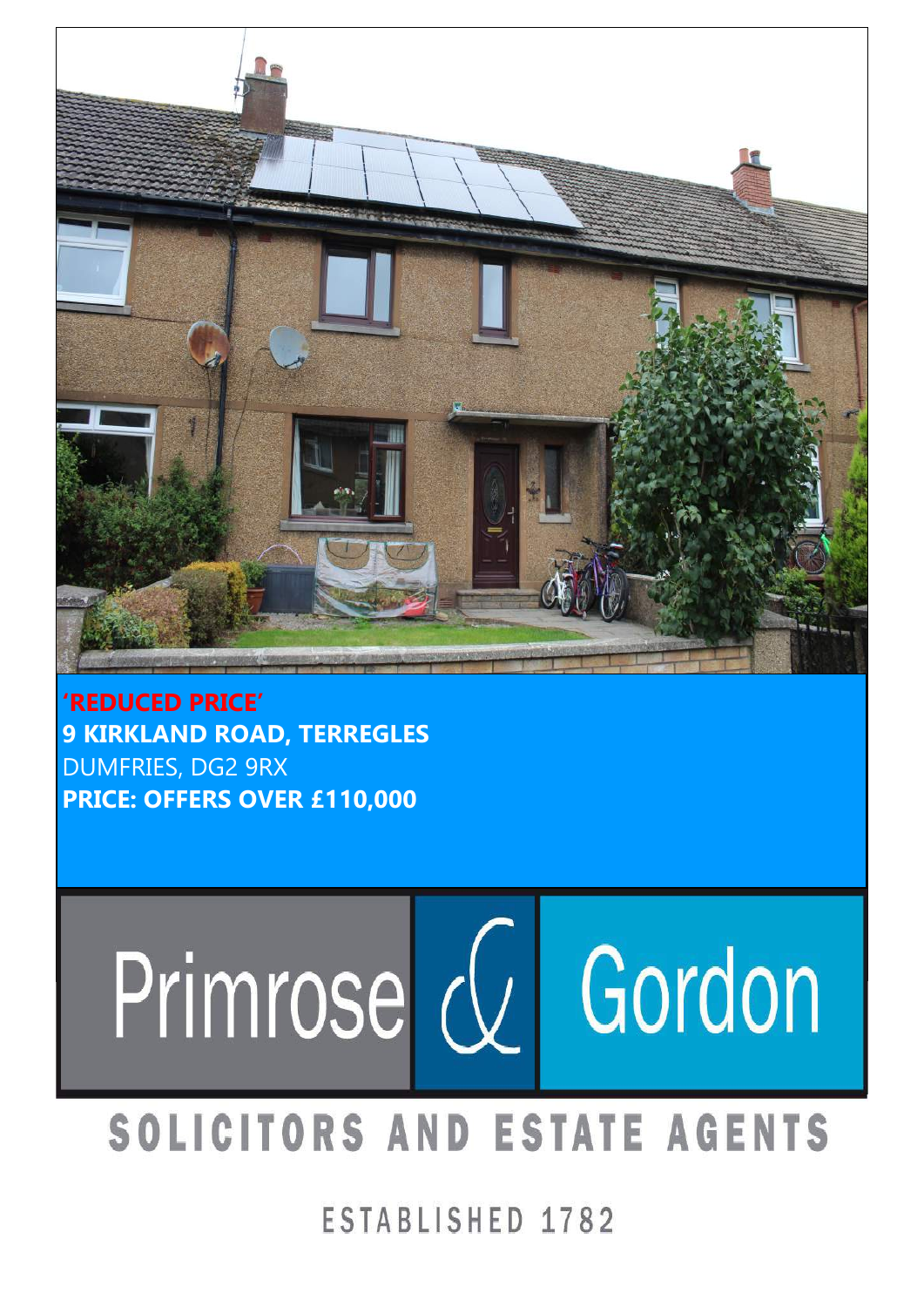**'REDUCED PRICE'**

**9 KIRKLAND ROAD, TERREGLES**

DUMFRIES, DG2 9RX

**PRICE: OFFERS OVER £110,000**

Primrose & Gordon

SOLICITORS AND ESTATE AGENTS

ESTABLISHED 1782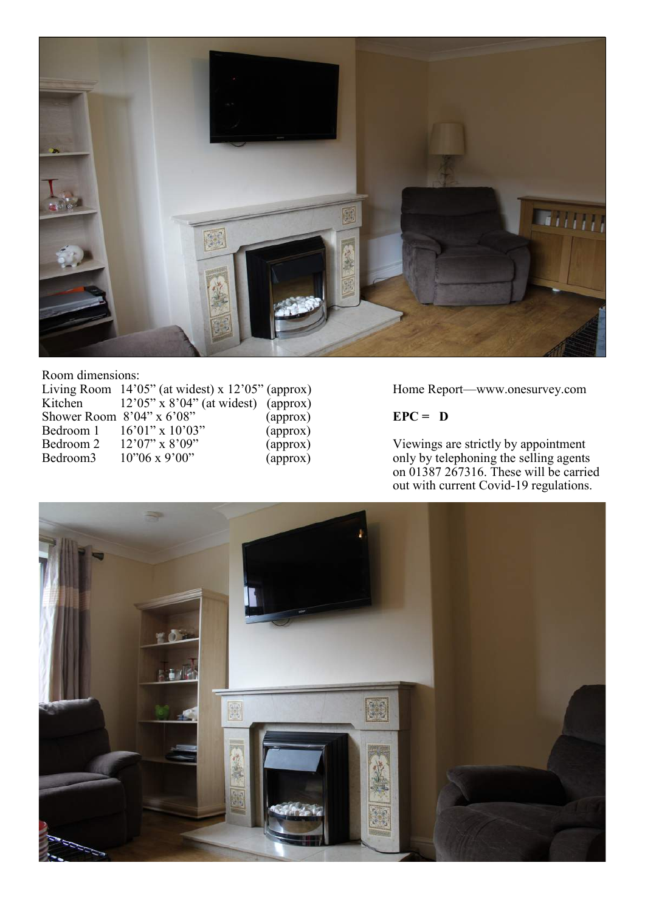Room dimensions:

| | | |
|---|---|---|
| Living Room | 14'05" (at widest) x 12'05" | (approx) |
| Kitchen | 12'05" x 8'04" (at widest) | (approx) |
| Shower Room | 8'04" x 6'08" | (approx) |
| Bedroom 1 | 16'01" x 10'03" | (approx) |
| Bedroom 2 | 12'07" x 8'09" | (approx) |
| Bedroom3 | 10"06 x 9'00" | (approx) |

Home Report—www.onesurvey.com

**EPC = D**

Viewings are strictly by appointment only by telephoning the selling agents on 01387 267316. These will be carried out with current Covid-19 regulations.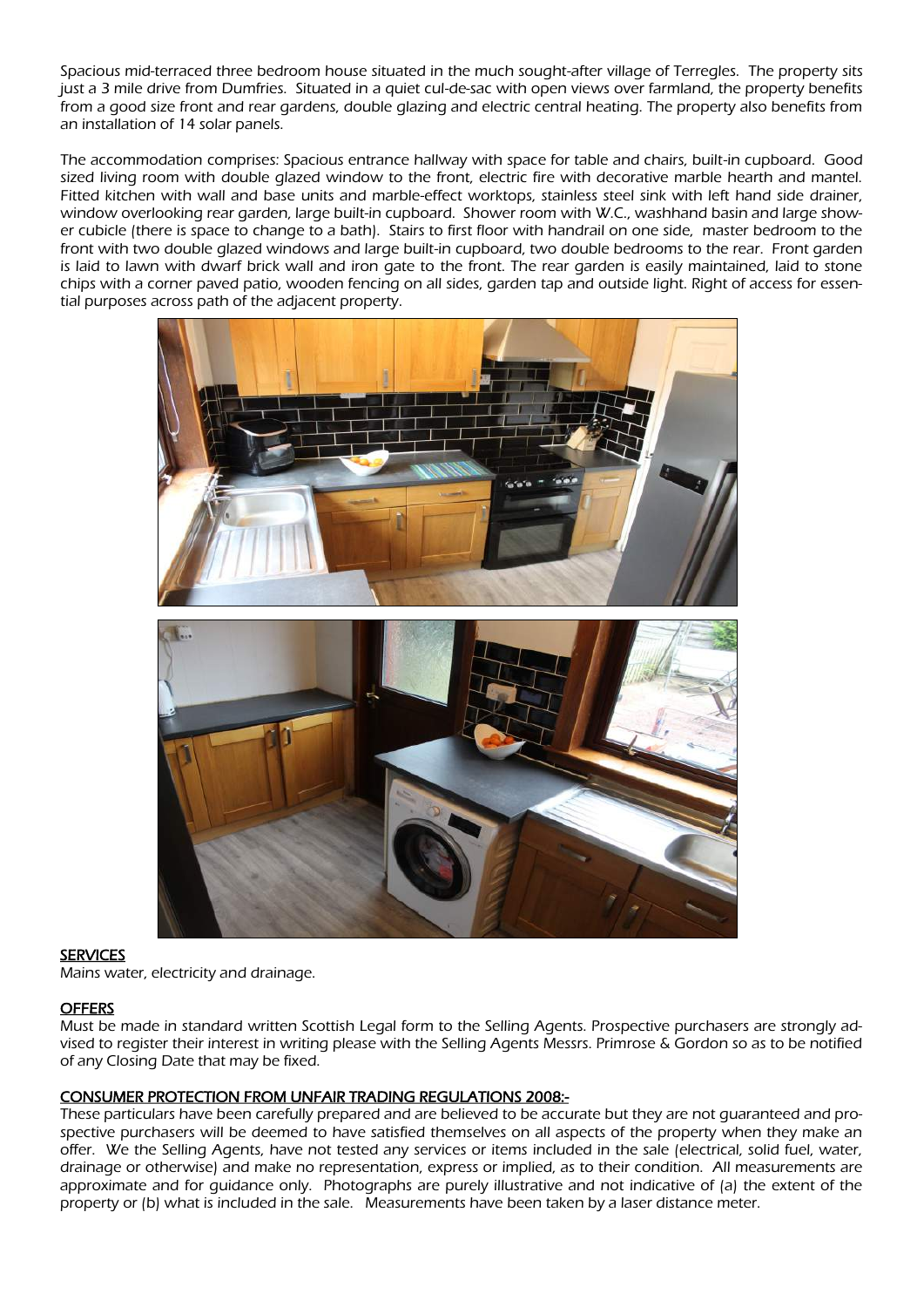Spacious mid-terraced three bedroom house situated in the much sought-after village of Terregles. The property sits just a 3 mile drive from Dumfries. Situated in a quiet cul-de-sac with open views over farmland, the property benefits from a good size front and rear gardens, double glazing and electric central heating. The property also benefits from an installation of 14 solar panels.

The accommodation comprises: Spacious entrance hallway with space for table and chairs, built-in cupboard. Good sized living room with double glazed window to the front, electric fire with decorative marble hearth and mantel. Fitted kitchen with wall and base units and marble-effect worktops, stainless steel sink with left hand side drainer, window overlooking rear garden, large built-in cupboard. Shower room with W.C., washhand basin and large shower cubicle (there is space to change to a bath). Stairs to first floor with handrail on one side, master bedroom to the front with two double glazed windows and large built-in cupboard, two double bedrooms to the rear. Front garden is laid to lawn with dwarf brick wall and iron gate to the front. The rear garden is easily maintained, laid to stone chips with a corner paved patio, wooden fencing on all sides, garden tap and outside light. Right of access for essential purposes across path of the adjacent property.

## SERVICES

Mains water, electricity and drainage.

## OFFERS

Must be made in standard written Scottish Legal form to the Selling Agents. Prospective purchasers are strongly advised to register their interest in writing please with the Selling Agents Messrs. Primrose & Gordon so as to be notified of any Closing Date that may be fixed.

## CONSUMER PROTECTION FROM UNFAIR TRADING REGULATIONS 2008:-

These particulars have been carefully prepared and are believed to be accurate but they are not guaranteed and prospective purchasers will be deemed to have satisfied themselves on all aspects of the property when they make an offer. We the Selling Agents, have not tested any services or items included in the sale (electrical, solid fuel, water, drainage or otherwise) and make no representation, express or implied, as to their condition. All measurements are approximate and for guidance only. Photographs are purely illustrative and not indicative of (a) the extent of the property or (b) what is included in the sale. Measurements have been taken by a laser distance meter.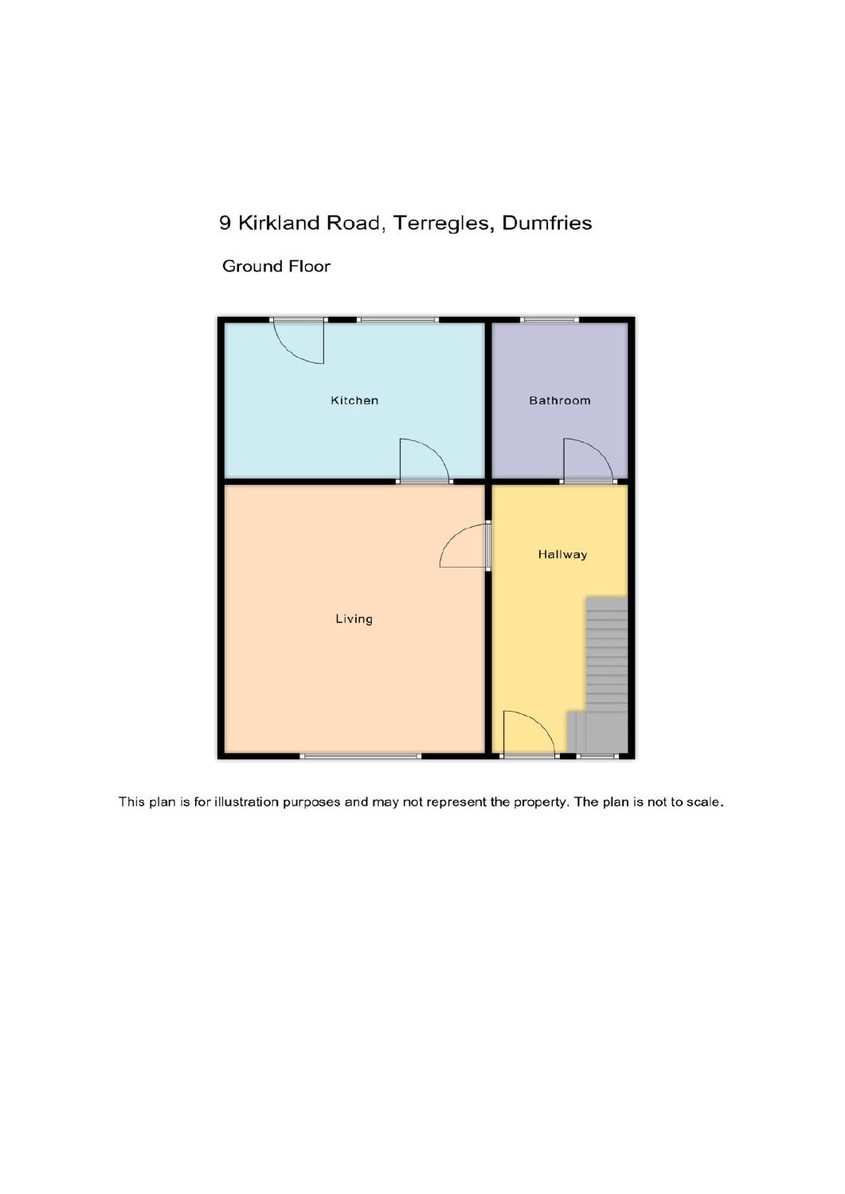# 9 Kirkland Road, Terregles, Dumfries

## Ground Floor

Kitchen

Bathroom

Hallway

Living

This plan is for illustration purposes and may not represent the property. The plan is not to scale.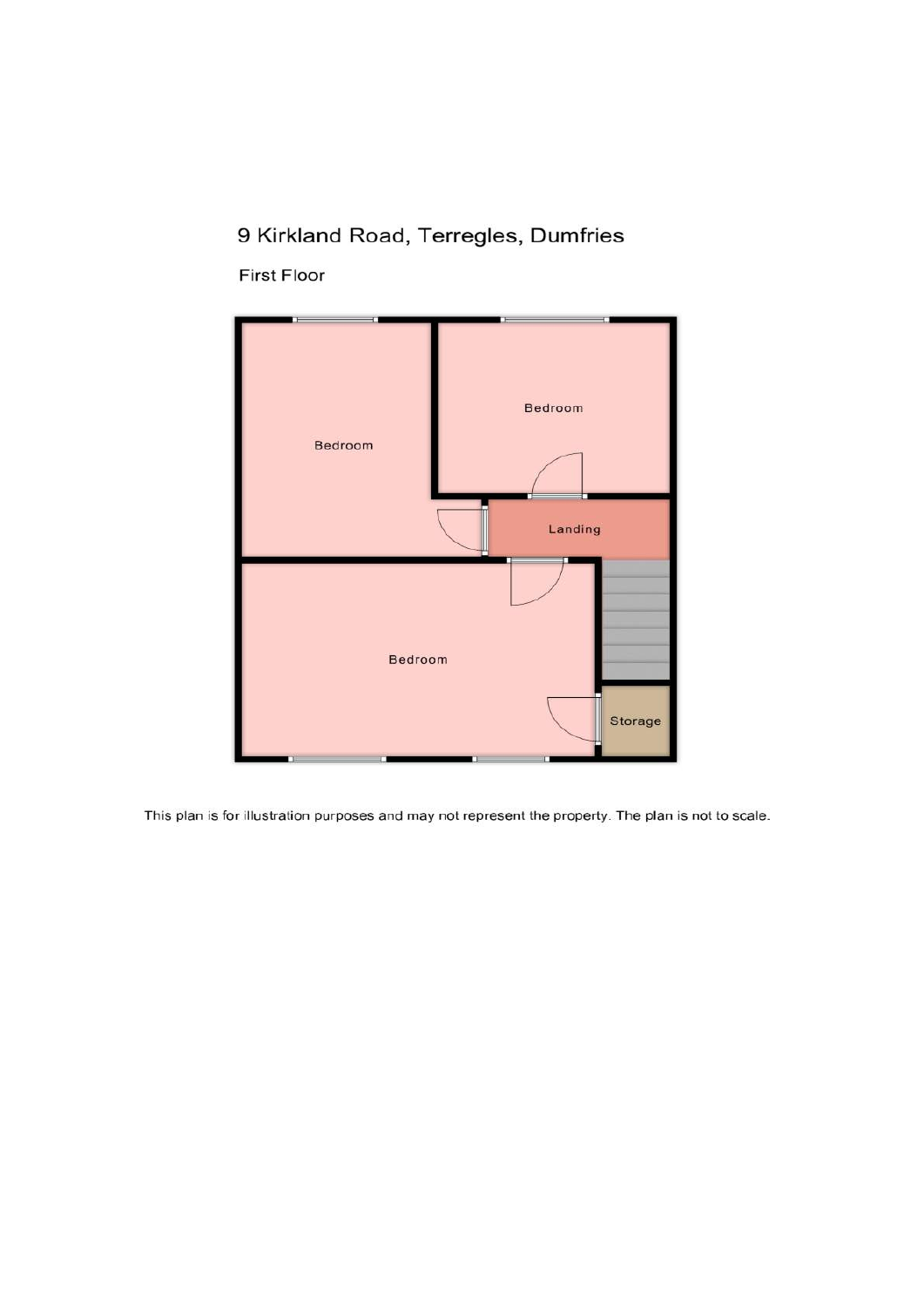# 9 Kirkland Road, Terregles, Dumfries

First Floor

Bedroom

Bedroom

Landing

Bedroom

Storage

This plan is for illustration purposes and may not represent the property. The plan is not to scale.